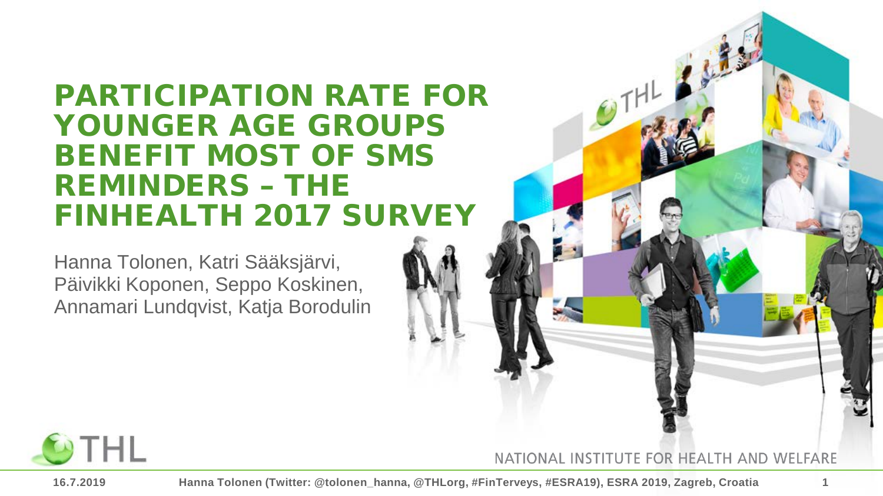# PARTICIPATION RATE FOR YOUNGER AGE GROUPS BENEFIT MOST OF SMS REMINDERS – THE FINHEALTH 2017 SURVEY

Hanna Tolonen, Katri Sääksjärvi, Päivikki Koponen, Seppo Koskinen, Annamari Lundqvist, Katja Borodulin

THL

NATIONAL INSTITUTE FOR HEALTH AND WELFARE

16.7.2019 Hanna Tolonen (Twitter: @tolonen_hanna, @THLorg, #FinTerveys, #ESRA19), ESRA 2019, Zagreb, Croatia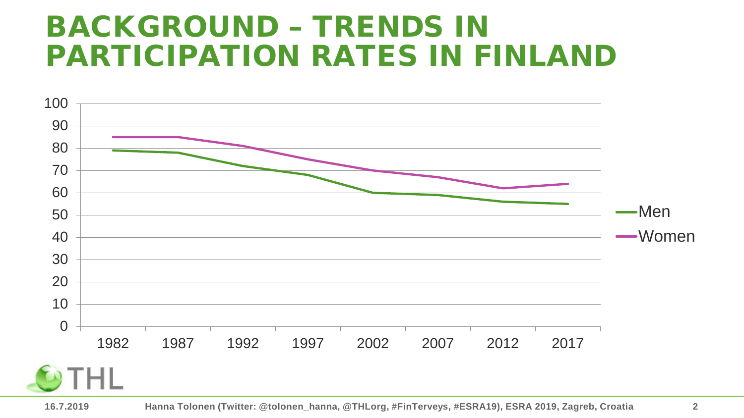# BACKGROUND – TRENDS IN PARTICIPATION RATES IN FINLAND

100
90
80
70
60
50
40
30
20
10
0

1982 1987 1992 1997 2002 2007 2012 2017

Men
Women

THL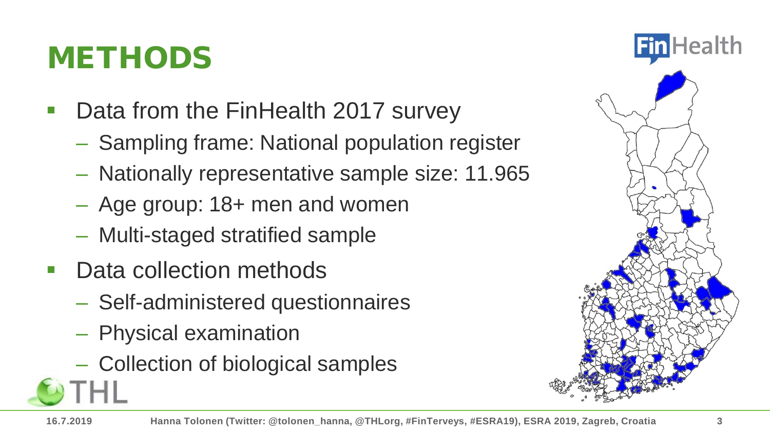# METHODS

- Data from the FinHealth 2017 survey
  - Sampling frame: National population register
  - Nationally representative sample size: 11.965
  - Age group: 18+ men and women
  - Multi-staged stratified sample
- Data collection methods
  - Self-administered questionnaires
  - Physical examination
  - Collection of biological samples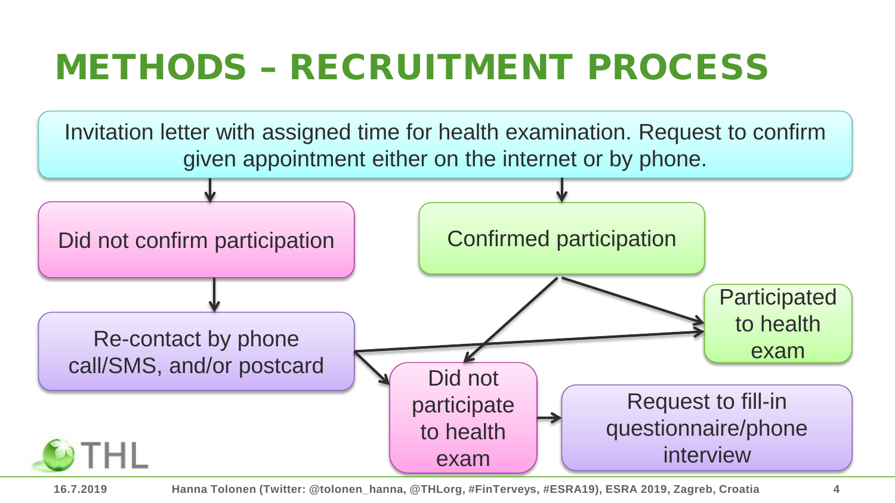# METHODS – RECRUITMENT PROCESS

Invitation letter with assigned time for health examination. Request to confirm given appointment either on the internet or by phone.

Did not confirm participation

Confirmed participation

Re-contact by phone call/SMS, and/or postcard

Participated to health exam

Did not participate to health exam

Request to fill-in questionnaire/phone interview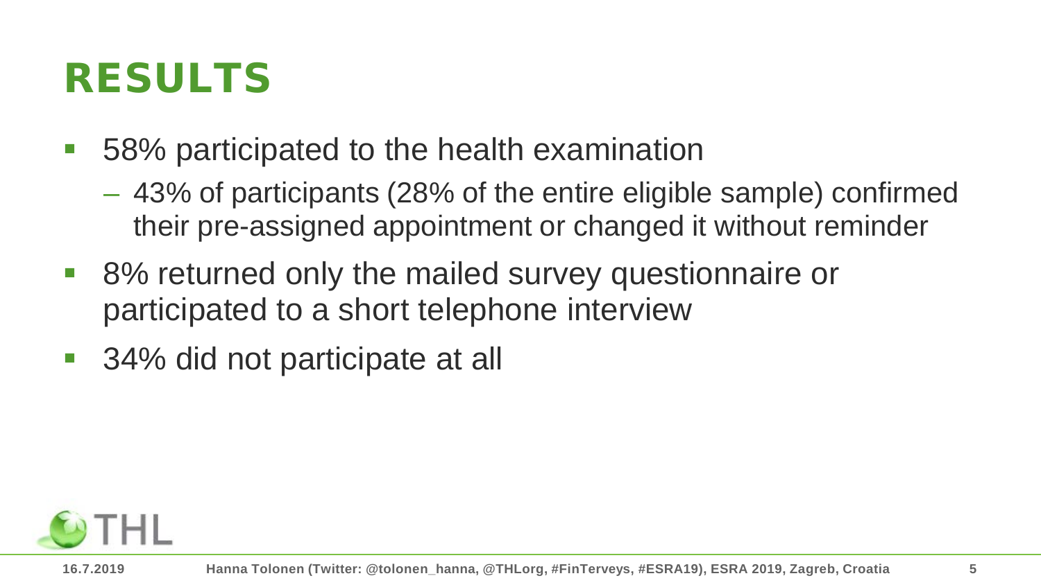# RESULTS

- 58% participated to the health examination
  - 43% of participants (28% of the entire eligible sample) confirmed their pre-assigned appointment or changed it without reminder
- 8% returned only the mailed survey questionnaire or participated to a short telephone interview
- 34% did not participate at all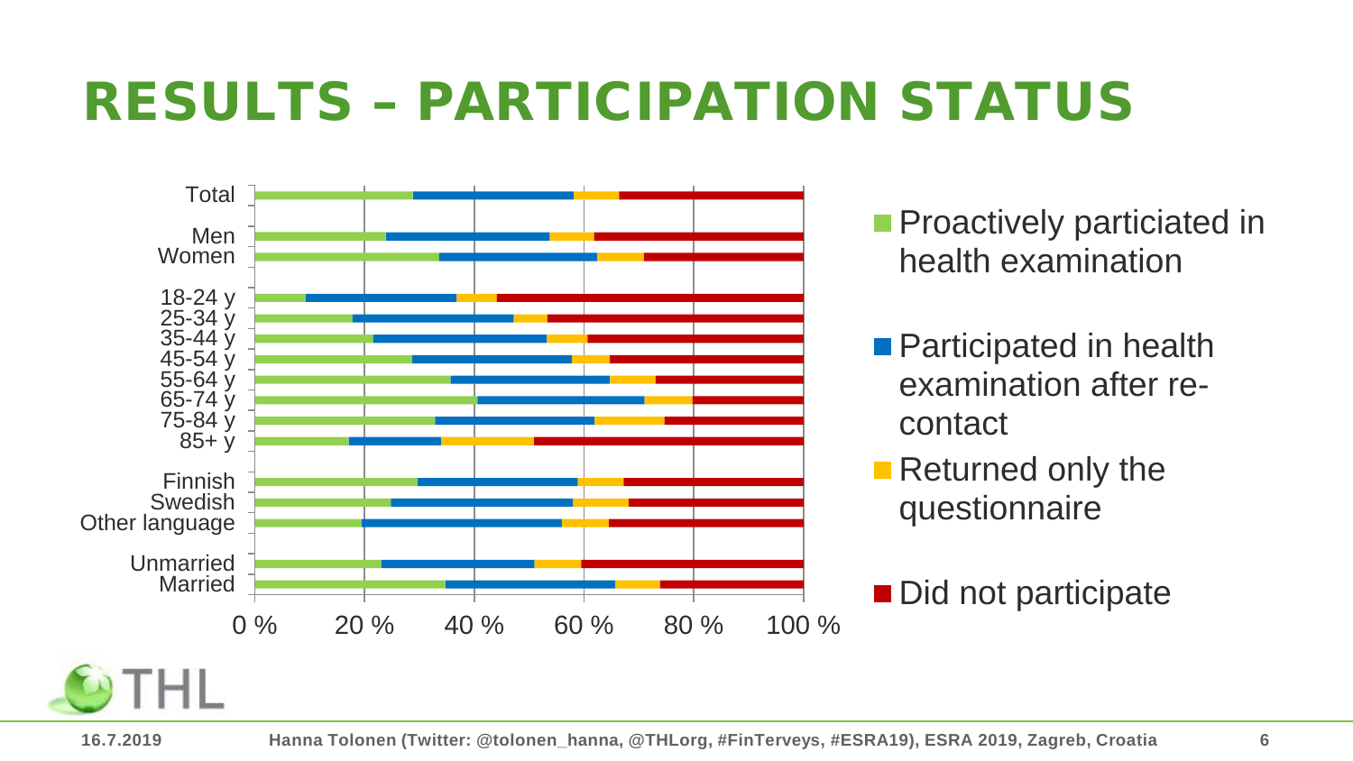# RESULTS – PARTICIPATION STATUS

Total
Men
Women
18-24 y
25-34 y
35-44 y
45-54 y
55-64 y
65-74 y
75-84 y
85+ y
Finnish
Swedish
Other language
Unmarried
Married

0 % 20 % 40 % 60 % 80 % 100 %

- Proactively particiated in health examination
- Participated in health examination after re-contact
- Returned only the questionnaire
- Did not participate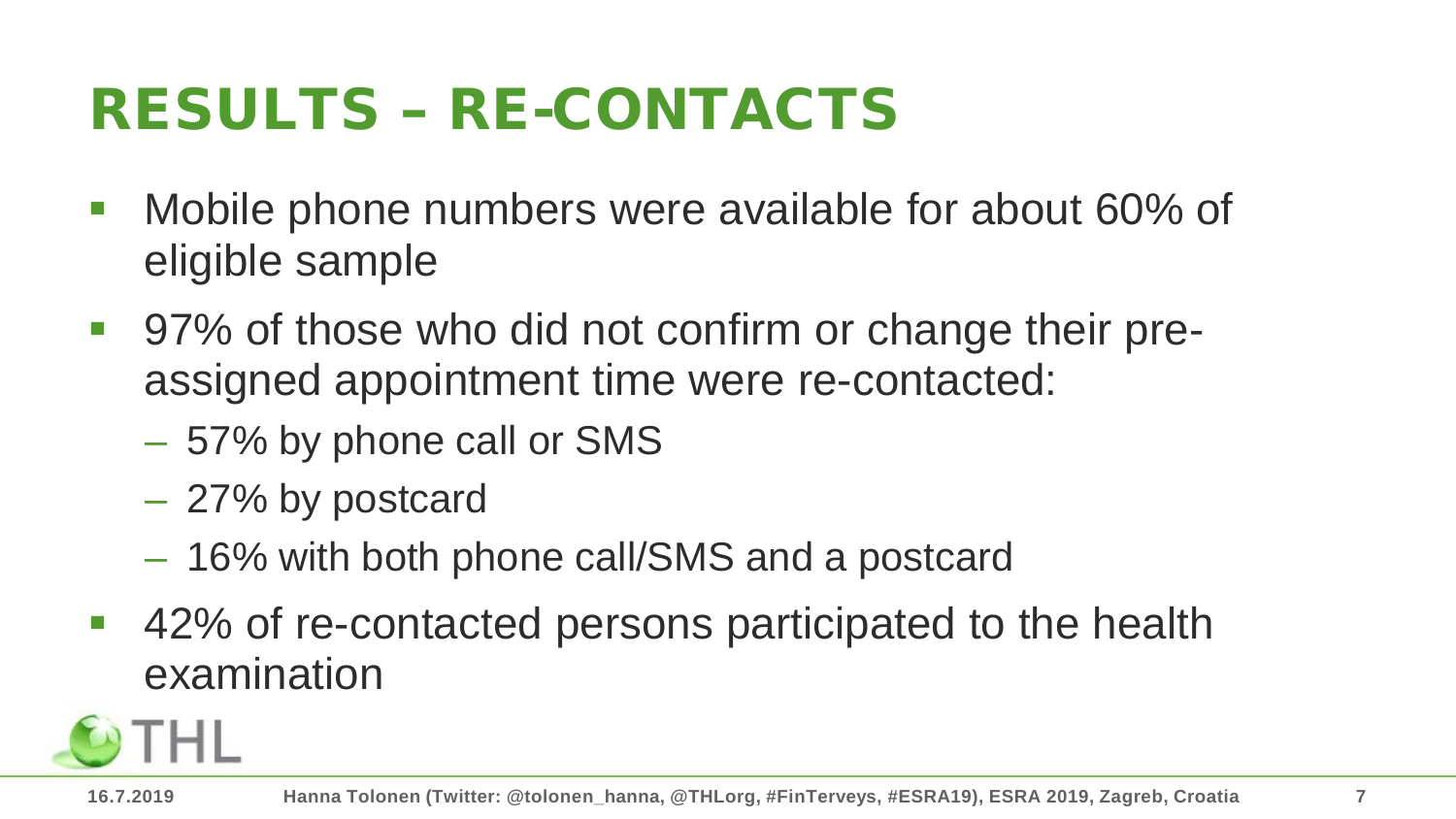# RESULTS – RE-CONTACTS

- Mobile phone numbers were available for about 60% of eligible sample
- 97% of those who did not confirm or change their pre-assigned appointment time were re-contacted:
  - 57% by phone call or SMS
  - 27% by postcard
  - 16% with both phone call/SMS and a postcard
- 42% of re-contacted persons participated to the health examination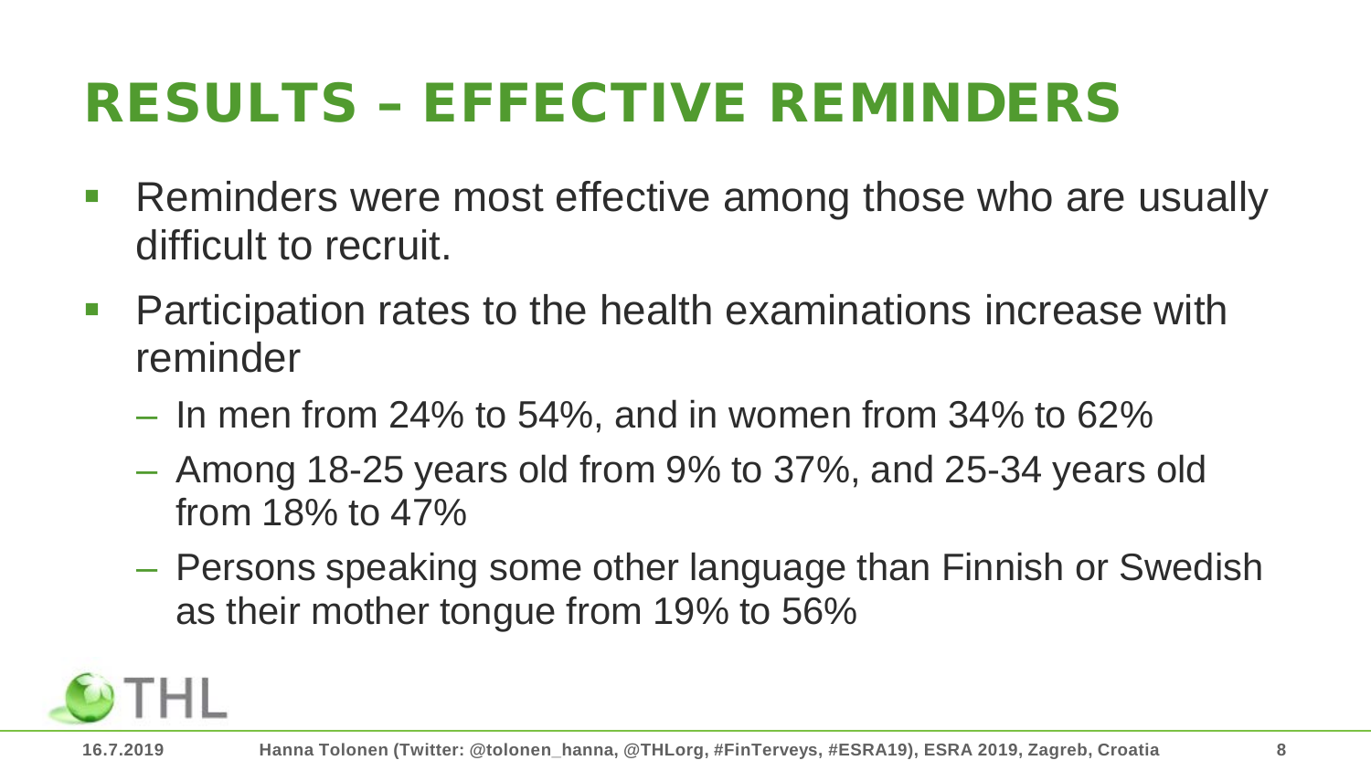# RESULTS – EFFECTIVE REMINDERS

- Reminders were most effective among those who are usually difficult to recruit.
- Participation rates to the health examinations increase with reminder
  - In men from 24% to 54%, and in women from 34% to 62%
  - Among 18-25 years old from 9% to 37%, and 25-34 years old from 18% to 47%
  - Persons speaking some other language than Finnish or Swedish as their mother tongue from 19% to 56%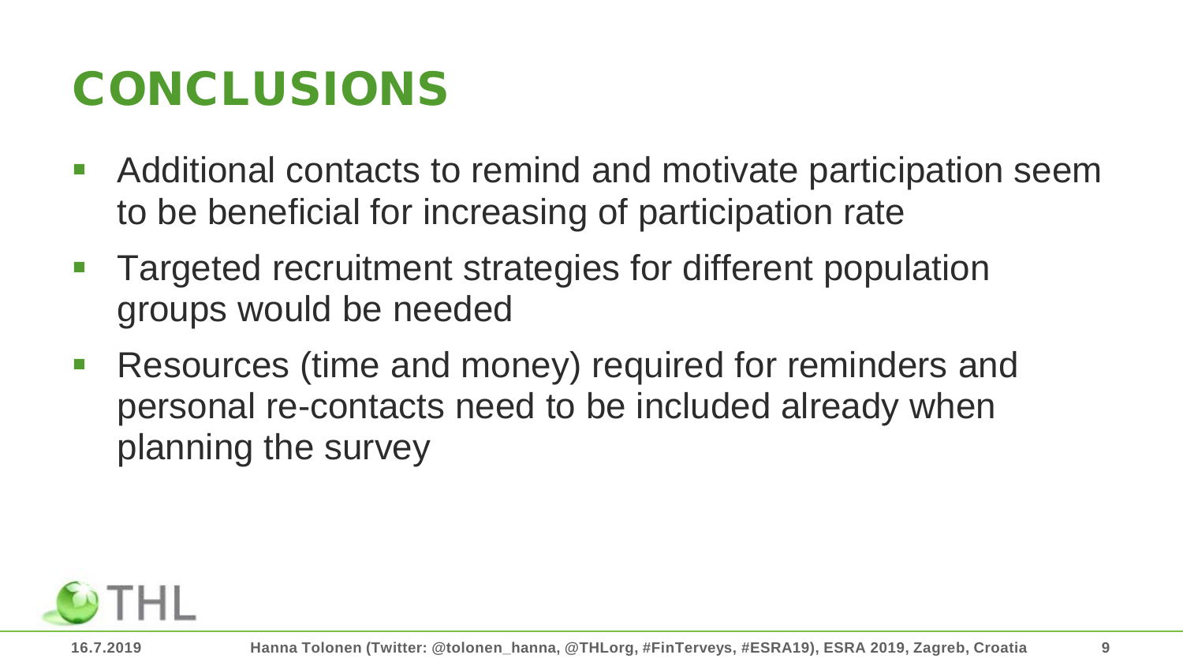# CONCLUSIONS

- Additional contacts to remind and motivate participation seem to be beneficial for increasing of participation rate
- Targeted recruitment strategies for different population groups would be needed
- Resources (time and money) required for reminders and personal re-contacts need to be included already when planning the survey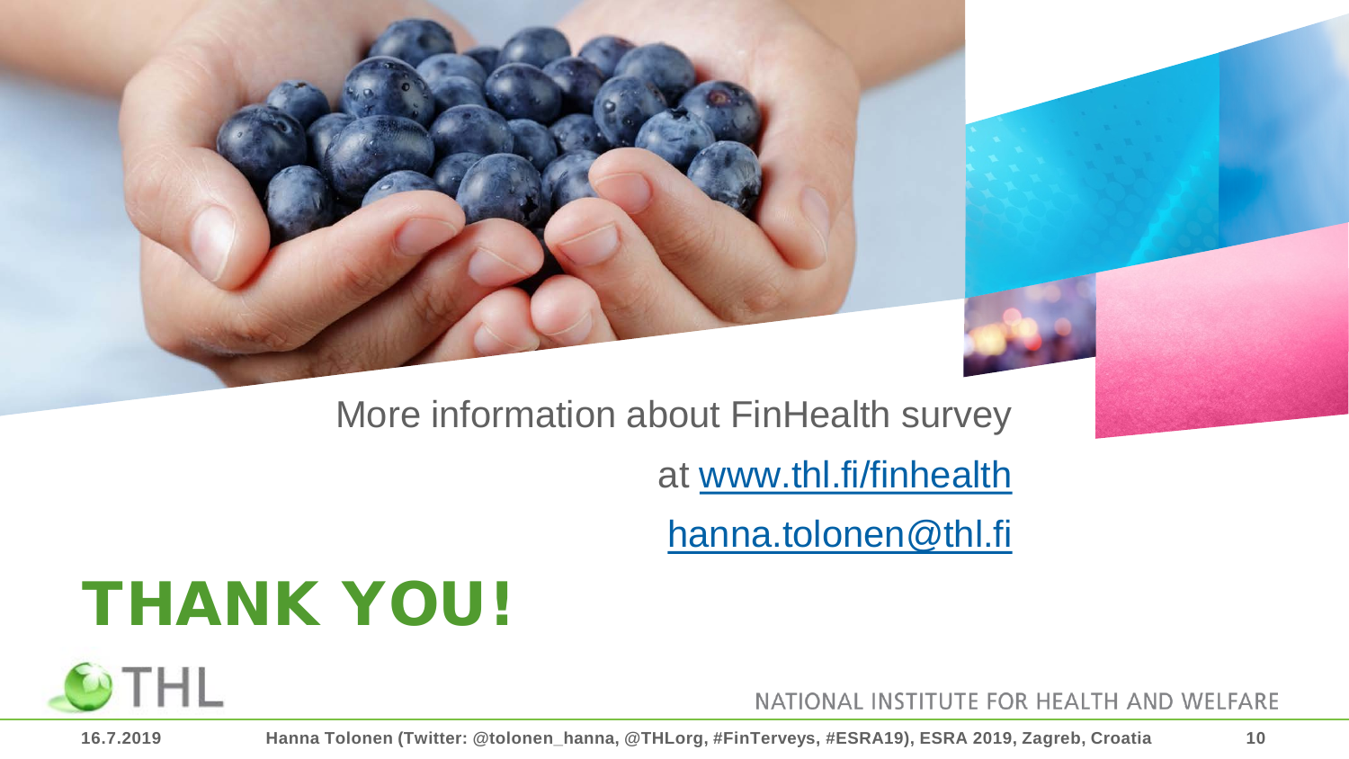More information about FinHealth survey

at www.thl.fi/finhealth

hanna.tolonen@thl.fi

# THANK YOU!

THL

NATIONAL INSTITUTE FOR HEALTH AND WELFARE